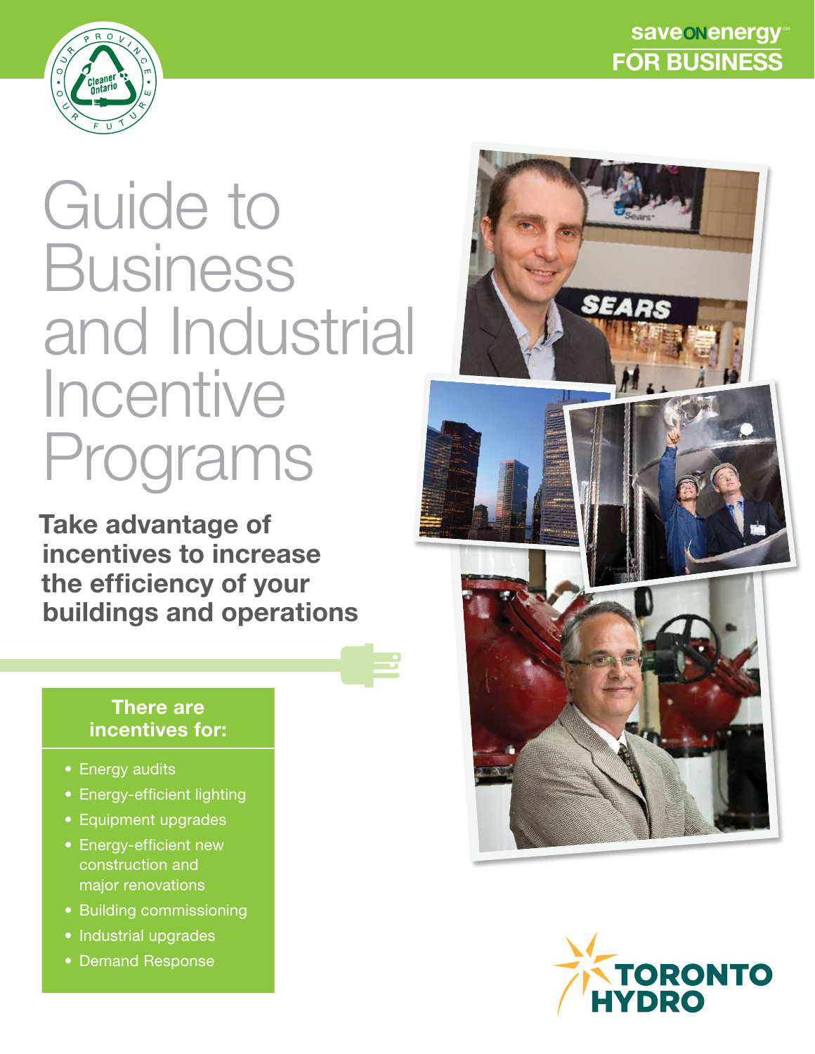saveONenergy FOR BUSINESS

# Guide to Business and Industrial Incentive Programs

**Take advantage of incentives to increase the efficiency of your buildings and operations**

**There are incentives for:**

- Energy audits
- Energy-efficient lighting
- Equipment upgrades
- Energy-efficient new construction and major renovations
- Building commissioning
- Industrial upgrades
- Demand Response

TORONTO HYDRO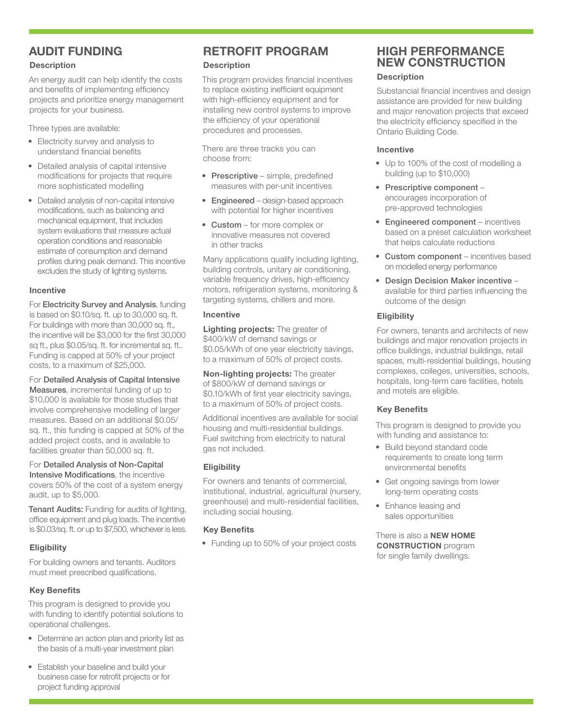## AUDIT FUNDING

### Description

An energy audit can help identify the costs and benefits of implementing efficiency projects and prioritize energy management projects for your business.

Three types are available:

- Electricity survey and analysis to understand financial benefits
- Detailed analysis of capital intensive modifications for projects that require more sophisticated modelling
- Detailed analysis of non-capital intensive modifications, such as balancing and mechanical equipment, that includes system evaluations that measure actual operation conditions and reasonable estimate of consumption and demand profiles during peak demand. This incentive excludes the study of lighting systems.

### Incentive

For **Electricity Survey and Analysis**, funding is based on $0.10/sq. ft. up to 30,000 sq. ft. For buildings with more than 30,000 sq. ft., the incentive will be $3,000 for the first 30,000 sq ft., plus $0.05/sq. ft. for incremental sq. ft.. Funding is capped at 50% of your project costs, to a maximum of $25,000.

For **Detailed Analysis of Capital Intensive Measures**, incremental funding of up to $10,000 is available for those studies that involve comprehensive modelling of larger measures. Based on an additional $0.05/sq. ft., this funding is capped at 50% of the added project costs, and is available to facilities greater than 50,000 sq. ft.

For **Detailed Analysis of Non-Capital Intensive Modifications**, the incentive covers 50% of the cost of a system energy audit, up to $5,000.

**Tenant Audits:** Funding for audits of lighting, office equipment and plug loads. The incentive is $0.03/sq. ft. or up to $7,500, whichever is less.

### Eligibility

For building owners and tenants. Auditors must meet prescribed qualifications.

### Key Benefits

This program is designed to provide you with funding to identify potential solutions to operational challenges.

- Determine an action plan and priority list as the basis of a multi-year investment plan
- Establish your baseline and build your business case for retrofit projects or for project funding approval

## RETROFIT PROGRAM

### Description

This program provides financial incentives to replace existing inefficient equipment with high-efficiency equipment and for installing new control systems to improve the efficiency of your operational procedures and processes.

There are three tracks you can choose from:

- **Prescriptive** – simple, predefined measures with per-unit incentives
- **Engineered** – design-based approach with potential for higher incentives
- **Custom** – for more complex or innovative measures not covered in other tracks

Many applications qualify including lighting, building controls, unitary air conditioning, variable frequency drives, high-efficiency motors, refrigeration systems, monitoring & targeting systems, chillers and more.

### Incentive

**Lighting projects:** The greater of $400/kW of demand savings or $0.05/kWh of one year electricity savings, to a maximum of 50% of project costs.

**Non-lighting projects:** The greater of $800/kW of demand savings or $0.10/kWh of first year electricity savings, to a maximum of 50% of project costs.

Additional incentives are available for social housing and multi-residential buildings. Fuel switching from electricity to natural gas not included.

### Eligibility

For owners and tenants of commercial, institutional, industrial, agricultural (nursery, greenhouse) and multi-residential facilities, including social housing.

### Key Benefits

- Funding up to 50% of your project costs

## HIGH PERFORMANCE NEW CONSTRUCTION

### Description

Substancial financial incentives and design assistance are provided for new building and major renovation projects that exceed the electricity efficiency specified in the Ontario Building Code.

### Incentive

- Up to 100% of the cost of modelling a building (up to $10,000)
- **Prescriptive component** – encourages incorporation of pre-approved technologies
- **Engineered component** – incentives based on a preset calculation worksheet that helps calculate reductions
- **Custom component** – incentives based on modelled energy performance
- **Design Decision Maker incentive** – available for third parties influencing the outcome of the design

### Eligibility

For owners, tenants and architects of new buildings and major renovation projects in office buildings, industrial buildings, retail spaces, multi-residential buildings, housing complexes, colleges, universities, schools, hospitals, long-term care facilities, hotels and motels are eligible.

### Key Benefits

This program is designed to provide you with funding and assistance to:

- Build beyond standard code requirements to create long term environmental benefits
- Get ongoing savings from lower long-term operating costs
- Enhance leasing and sales opportunities

There is also a **NEW HOME CONSTRUCTION** program for single family dwellings.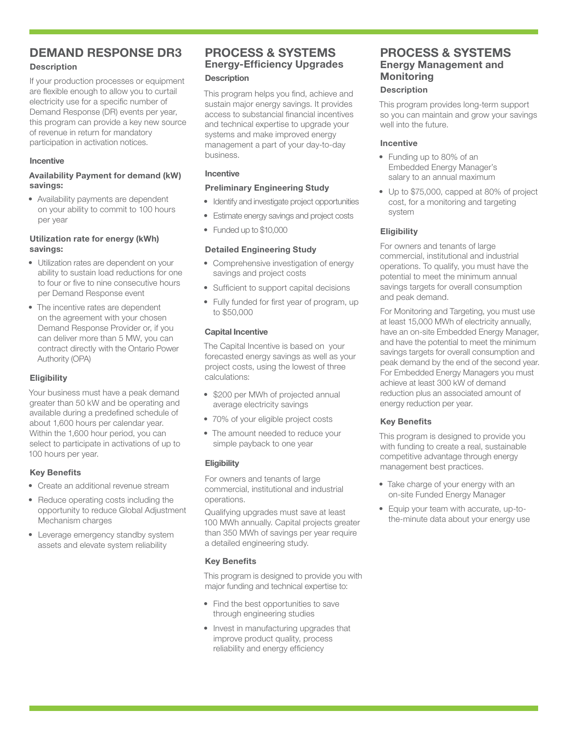## DEMAND RESPONSE DR3

### Description

If your production processes or equipment are flexible enough to allow you to curtail electricity use for a specific number of Demand Response (DR) events per year, this program can provide a key new source of revenue in return for mandatory participation in activation notices.

### Incentive

#### Availability Payment for demand (kW) savings:

- Availability payments are dependent on your ability to commit to 100 hours per year

#### Utilization rate for energy (kWh) savings:

- Utilization rates are dependent on your ability to sustain load reductions for one to four or five to nine consecutive hours per Demand Response event
- The incentive rates are dependent on the agreement with your chosen Demand Response Provider or, if you can deliver more than 5 MW, you can contract directly with the Ontario Power Authority (OPA)

### Eligibility

Your business must have a peak demand greater than 50 kW and be operating and available during a predefined schedule of about 1,600 hours per calendar year. Within the 1,600 hour period, you can select to participate in activations of up to 100 hours per year.

### Key Benefits

- Create an additional revenue stream
- Reduce operating costs including the opportunity to reduce Global Adjustment Mechanism charges
- Leverage emergency standby system assets and elevate system reliability

## PROCESS & SYSTEMS Energy-Efficiency Upgrades

### Description

This program helps you find, achieve and sustain major energy savings. It provides access to substancial financial incentives and technical expertise to upgrade your systems and make improved energy management a part of your day-to-day business.

### Incentive

#### Preliminary Engineering Study

- Identify and investigate project opportunities
- Estimate energy savings and project costs
- Funded up to $10,000

#### Detailed Engineering Study

- Comprehensive investigation of energy savings and project costs
- Sufficient to support capital decisions
- Fully funded for first year of program, up to $50,000

#### Capital Incentive

The Capital Incentive is based on your forecasted energy savings as well as your project costs, using the lowest of three calculations:

- $200 per MWh of projected annual average electricity savings
- 70% of your eligible project costs
- The amount needed to reduce your simple payback to one year

### Eligibility

For owners and tenants of large commercial, institutional and industrial operations.

Qualifying upgrades must save at least 100 MWh annually. Capital projects greater than 350 MWh of savings per year require a detailed engineering study.

### Key Benefits

This program is designed to provide you with major funding and technical expertise to:

- Find the best opportunities to save through engineering studies
- Invest in manufacturing upgrades that improve product quality, process reliability and energy efficiency

## PROCESS & SYSTEMS Energy Management and Monitoring

### Description

This program provides long-term support so you can maintain and grow your savings well into the future.

### Incentive

- Funding up to 80% of an Embedded Energy Manager's salary to an annual maximum
- Up to $75,000, capped at 80% of project cost, for a monitoring and targeting system

### Eligibility

For owners and tenants of large commercial, institutional and industrial operations. To qualify, you must have the potential to meet the minimum annual savings targets for overall consumption and peak demand.

For Monitoring and Targeting, you must use at least 15,000 MWh of electricity annually, have an on-site Embedded Energy Manager, and have the potential to meet the minimum savings targets for overall consumption and peak demand by the end of the second year. For Embedded Energy Managers you must achieve at least 300 kW of demand reduction plus an associated amount of energy reduction per year.

### Key Benefits

This program is designed to provide you with funding to create a real, sustainable competitive advantage through energy management best practices.

- Take charge of your energy with an on-site Funded Energy Manager
- Equip your team with accurate, up-to-the-minute data about your energy use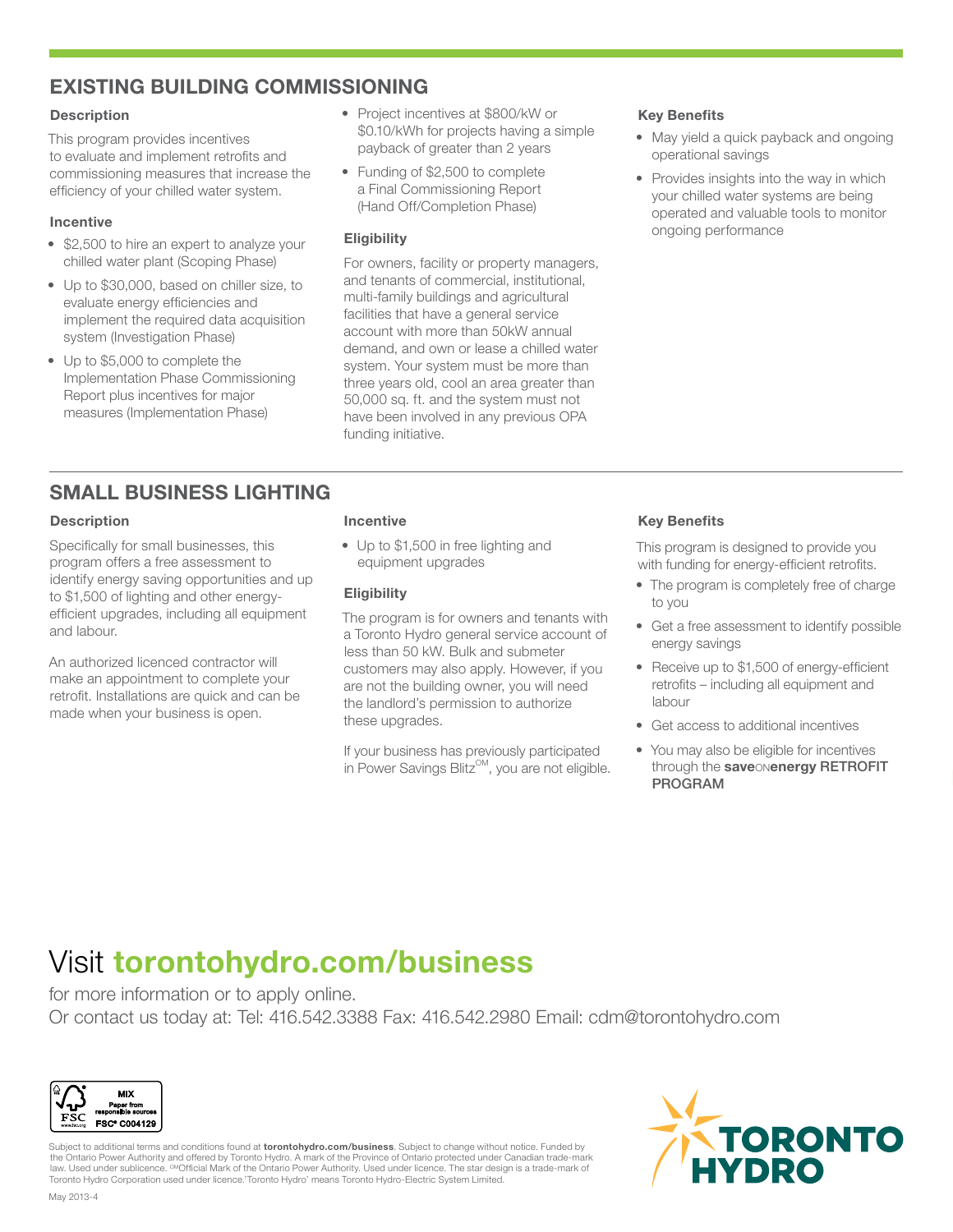## EXISTING BUILDING COMMISSIONING

### Description

This program provides incentives to evaluate and implement retrofits and commissioning measures that increase the efficiency of your chilled water system.

### Incentive

- $2,500 to hire an expert to analyze your chilled water plant (Scoping Phase)
- Up to $30,000, based on chiller size, to evaluate energy efficiencies and implement the required data acquisition system (Investigation Phase)
- Up to $5,000 to complete the Implementation Phase Commissioning Report plus incentives for major measures (Implementation Phase)
- Project incentives at $800/kW or $0.10/kWh for projects having a simple payback of greater than 2 years
- Funding of $2,500 to complete a Final Commissioning Report (Hand Off/Completion Phase)

### Eligibility

For owners, facility or property managers, and tenants of commercial, institutional, multi-family buildings and agricultural facilities that have a general service account with more than 50kW annual demand, and own or lease a chilled water system. Your system must be more than three years old, cool an area greater than 50,000 sq. ft. and the system must not have been involved in any previous OPA funding initiative.

### Key Benefits

- May yield a quick payback and ongoing operational savings
- Provides insights into the way in which your chilled water systems are being operated and valuable tools to monitor ongoing performance

## SMALL BUSINESS LIGHTING

### Description

Specifically for small businesses, this program offers a free assessment to identify energy saving opportunities and up to $1,500 of lighting and other energy-efficient upgrades, including all equipment and labour.

An authorized licenced contractor will make an appointment to complete your retrofit. Installations are quick and can be made when your business is open.

### Incentive

- Up to $1,500 in free lighting and equipment upgrades

### Eligibility

The program is for owners and tenants with a Toronto Hydro general service account of less than 50 kW. Bulk and submeter customers may also apply. However, if you are not the building owner, you will need the landlord's permission to authorize these upgrades.

If your business has previously participated in Power Savings Blitz[OM], you are not eligible.

### Key Benefits

This program is designed to provide you with funding for energy-efficient retrofits.

- The program is completely free of charge to you
- Get a free assessment to identify possible energy savings
- Receive up to $1,500 of energy-efficient retrofits – including all equipment and labour
- Get access to additional incentives
- You may also be eligible for incentives through the **saveONenergy** RETROFIT PROGRAM

# Visit **torontohydro.com/business**

for more information or to apply online.

Or contact us today at: Tel: 416.542.3388 Fax: 416.542.2980 Email: cdm@torontohydro.com

MIX Paper from responsible sources FSC® C004129

Subject to additional terms and conditions found at **torontohydro.com/business**. Subject to change without notice. Funded by the Ontario Power Authority and offered by Toronto Hydro. A mark of the Province of Ontario protected under Canadian trade-mark law. Used under sublicence. [OM]Official Mark of the Ontario Power Authority. Used under licence. The star design is a trade-mark of Toronto Hydro Corporation used under licence.'Toronto Hydro' means Toronto Hydro-Electric System Limited.

May 2013-4

TORONTO HYDRO